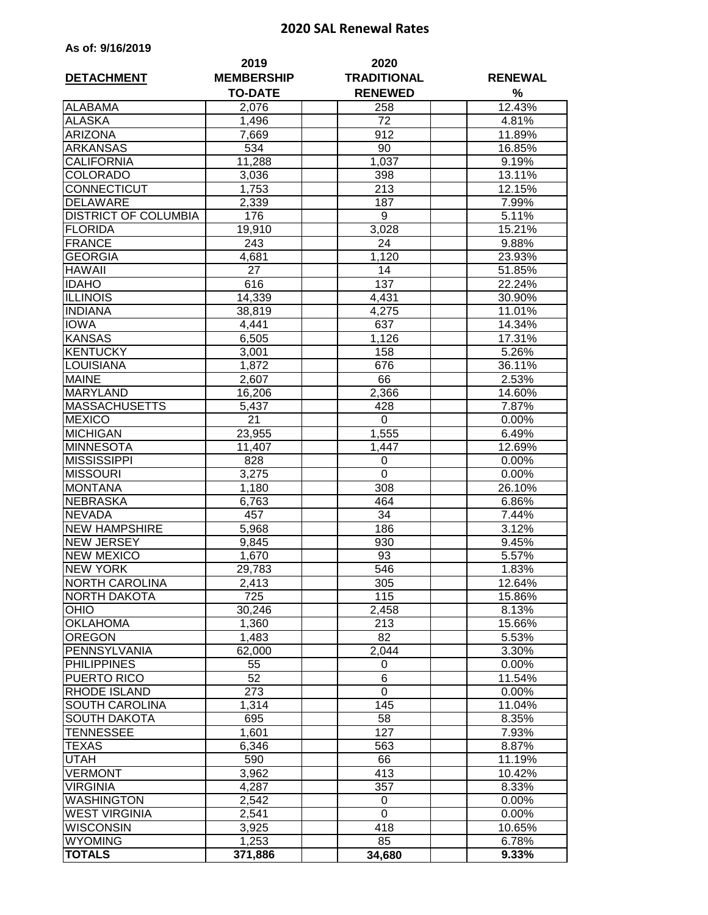# 2020 SAL Renewal Rates

**As of: 9/16/2019**

| DETACHMENT | 2019 MEMBERSHIP TO-DATE | 2020 TRADITIONAL RENEWED | RENEWAL % |
|---|---|---|---|
| ALABAMA | 2,076 | 258 | 12.43% |
| ALASKA | 1,496 | 72 | 4.81% |
| ARIZONA | 7,669 | 912 | 11.89% |
| ARKANSAS | 534 | 90 | 16.85% |
| CALIFORNIA | 11,288 | 1,037 | 9.19% |
| COLORADO | 3,036 | 398 | 13.11% |
| CONNECTICUT | 1,753 | 213 | 12.15% |
| DELAWARE | 2,339 | 187 | 7.99% |
| DISTRICT OF COLUMBIA | 176 | 9 | 5.11% |
| FLORIDA | 19,910 | 3,028 | 15.21% |
| FRANCE | 243 | 24 | 9.88% |
| GEORGIA | 4,681 | 1,120 | 23.93% |
| HAWAII | 27 | 14 | 51.85% |
| IDAHO | 616 | 137 | 22.24% |
| ILLINOIS | 14,339 | 4,431 | 30.90% |
| INDIANA | 38,819 | 4,275 | 11.01% |
| IOWA | 4,441 | 637 | 14.34% |
| KANSAS | 6,505 | 1,126 | 17.31% |
| KENTUCKY | 3,001 | 158 | 5.26% |
| LOUISIANA | 1,872 | 676 | 36.11% |
| MAINE | 2,607 | 66 | 2.53% |
| MARYLAND | 16,206 | 2,366 | 14.60% |
| MASSACHUSETTS | 5,437 | 428 | 7.87% |
| MEXICO | 21 | 0 | 0.00% |
| MICHIGAN | 23,955 | 1,555 | 6.49% |
| MINNESOTA | 11,407 | 1,447 | 12.69% |
| MISSISSIPPI | 828 | 0 | 0.00% |
| MISSOURI | 3,275 | 0 | 0.00% |
| MONTANA | 1,180 | 308 | 26.10% |
| NEBRASKA | 6,763 | 464 | 6.86% |
| NEVADA | 457 | 34 | 7.44% |
| NEW HAMPSHIRE | 5,968 | 186 | 3.12% |
| NEW JERSEY | 9,845 | 930 | 9.45% |
| NEW MEXICO | 1,670 | 93 | 5.57% |
| NEW YORK | 29,783 | 546 | 1.83% |
| NORTH CAROLINA | 2,413 | 305 | 12.64% |
| NORTH DAKOTA | 725 | 115 | 15.86% |
| OHIO | 30,246 | 2,458 | 8.13% |
| OKLAHOMA | 1,360 | 213 | 15.66% |
| OREGON | 1,483 | 82 | 5.53% |
| PENNSYLVANIA | 62,000 | 2,044 | 3.30% |
| PHILIPPINES | 55 | 0 | 0.00% |
| PUERTO RICO | 52 | 6 | 11.54% |
| RHODE ISLAND | 273 | 0 | 0.00% |
| SOUTH CAROLINA | 1,314 | 145 | 11.04% |
| SOUTH DAKOTA | 695 | 58 | 8.35% |
| TENNESSEE | 1,601 | 127 | 7.93% |
| TEXAS | 6,346 | 563 | 8.87% |
| UTAH | 590 | 66 | 11.19% |
| VERMONT | 3,962 | 413 | 10.42% |
| VIRGINIA | 4,287 | 357 | 8.33% |
| WASHINGTON | 2,542 | 0 | 0.00% |
| WEST VIRGINIA | 2,541 | 0 | 0.00% |
| WISCONSIN | 3,925 | 418 | 10.65% |
| WYOMING | 1,253 | 85 | 6.78% |
| **TOTALS** | **371,886** | **34,680** | **9.33%** |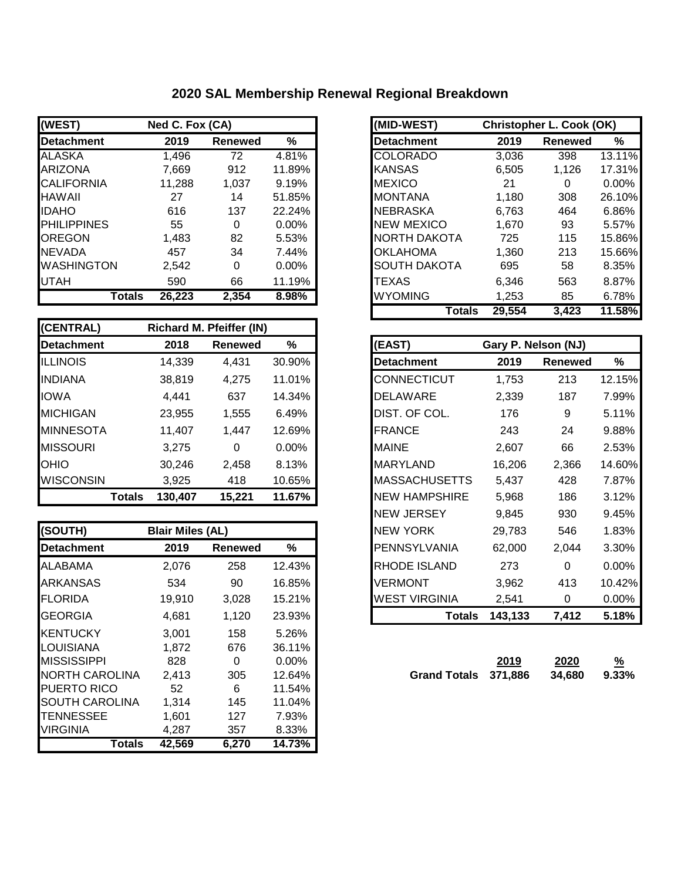# 2020 SAL Membership Renewal Regional Breakdown

| (WEST) | Ned C. Fox (CA) | | |
|---|---|---|---|
| **Detachment** | **2019** | **Renewed** | **%** |
| ALASKA | 1,496 | 72 | 4.81% |
| ARIZONA | 7,669 | 912 | 11.89% |
| CALIFORNIA | 11,288 | 1,037 | 9.19% |
| HAWAII | 27 | 14 | 51.85% |
| IDAHO | 616 | 137 | 22.24% |
| PHILIPPINES | 55 | 0 | 0.00% |
| OREGON | 1,483 | 82 | 5.53% |
| NEVADA | 457 | 34 | 7.44% |
| WASHINGTON | 2,542 | 0 | 0.00% |
| UTAH | 590 | 66 | 11.19% |
| **Totals** | **26,223** | **2,354** | **8.98%** |

| (CENTRAL) | Richard M. Pfeiffer (IN) | | |
|---|---|---|---|
| **Detachment** | **2018** | **Renewed** | **%** |
| ILLINOIS | 14,339 | 4,431 | 30.90% |
| INDIANA | 38,819 | 4,275 | 11.01% |
| IOWA | 4,441 | 637 | 14.34% |
| MICHIGAN | 23,955 | 1,555 | 6.49% |
| MINNESOTA | 11,407 | 1,447 | 12.69% |
| MISSOURI | 3,275 | 0 | 0.00% |
| OHIO | 30,246 | 2,458 | 8.13% |
| WISCONSIN | 3,925 | 418 | 10.65% |
| **Totals** | **130,407** | **15,221** | **11.67%** |

| (SOUTH) | Blair Miles (AL) | | |
|---|---|---|---|
| **Detachment** | **2019** | **Renewed** | **%** |
| ALABAMA | 2,076 | 258 | 12.43% |
| ARKANSAS | 534 | 90 | 16.85% |
| FLORIDA | 19,910 | 3,028 | 15.21% |
| GEORGIA | 4,681 | 1,120 | 23.93% |
| KENTUCKY | 3,001 | 158 | 5.26% |
| LOUISIANA | 1,872 | 676 | 36.11% |
| MISSISSIPPI | 828 | 0 | 0.00% |
| NORTH CAROLINA | 2,413 | 305 | 12.64% |
| PUERTO RICO | 52 | 6 | 11.54% |
| SOUTH CAROLINA | 1,314 | 145 | 11.04% |
| TENNESSEE | 1,601 | 127 | 7.93% |
| VIRGINIA | 4,287 | 357 | 8.33% |
| **Totals** | **42,569** | **6,270** | **14.73%** |

| (MID-WEST) | Christopher L. Cook (OK) | | |
|---|---|---|---|
| **Detachment** | **2019** | **Renewed** | **%** |
| COLORADO | 3,036 | 398 | 13.11% |
| KANSAS | 6,505 | 1,126 | 17.31% |
| MEXICO | 21 | 0 | 0.00% |
| MONTANA | 1,180 | 308 | 26.10% |
| NEBRASKA | 6,763 | 464 | 6.86% |
| NEW MEXICO | 1,670 | 93 | 5.57% |
| NORTH DAKOTA | 725 | 115 | 15.86% |
| OKLAHOMA | 1,360 | 213 | 15.66% |
| SOUTH DAKOTA | 695 | 58 | 8.35% |
| TEXAS | 6,346 | 563 | 8.87% |
| WYOMING | 1,253 | 85 | 6.78% |
| **Totals** | **29,554** | **3,423** | **11.58%** |

| (EAST) | Gary P. Nelson (NJ) | | |
|---|---|---|---|
| **Detachment** | **2019** | **Renewed** | **%** |
| CONNECTICUT | 1,753 | 213 | 12.15% |
| DELAWARE | 2,339 | 187 | 7.99% |
| DIST. OF COL. | 176 | 9 | 5.11% |
| FRANCE | 243 | 24 | 9.88% |
| MAINE | 2,607 | 66 | 2.53% |
| MARYLAND | 16,206 | 2,366 | 14.60% |
| MASSACHUSETTS | 5,437 | 428 | 7.87% |
| NEW HAMPSHIRE | 5,968 | 186 | 3.12% |
| NEW JERSEY | 9,845 | 930 | 9.45% |
| NEW YORK | 29,783 | 546 | 1.83% |
| PENNSYLVANIA | 62,000 | 2,044 | 3.30% |
| RHODE ISLAND | 273 | 0 | 0.00% |
| VERMONT | 3,962 | 413 | 10.42% |
| WEST VIRGINIA | 2,541 | 0 | 0.00% |
| **Totals** | **143,133** | **7,412** | **5.18%** |

| | 2019 | 2020 | % |
|---|---|---|---|
| **Grand Totals** | **371,886** | **34,680** | **9.33%** |